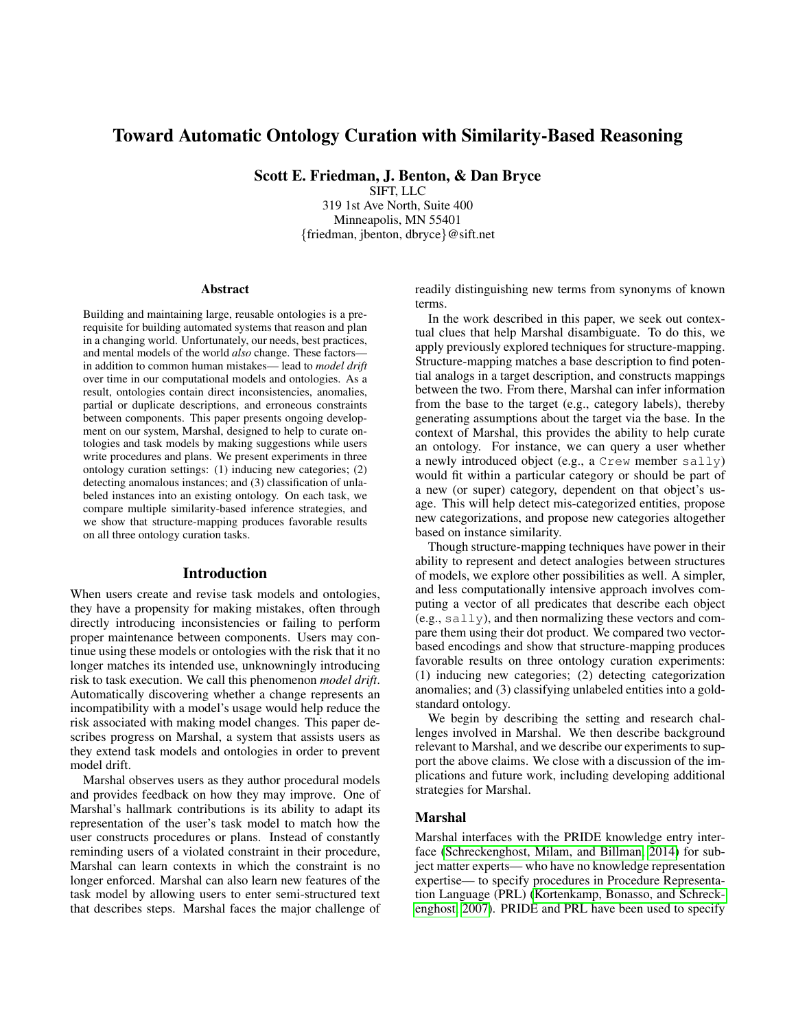# Toward Automatic Ontology Curation with Similarity-Based Reasoning

**Scott E. Friedman, J. Benton, & Dan Bryce**
SIFT, LLC
319 1st Ave North, Suite 400
Minneapolis, MN 55401
{friedman, jbenton, dbryce}@sift.net

## Abstract

Building and maintaining large, reusable ontologies is a prerequisite for building automated systems that reason and plan in a changing world. Unfortunately, our needs, best practices, and mental models of the world *also* change. These factors— in addition to common human mistakes— lead to *model drift* over time in our computational models and ontologies. As a result, ontologies contain direct inconsistencies, anomalies, partial or duplicate descriptions, and erroneous constraints between components. This paper presents ongoing development on our system, Marshal, designed to help to curate ontologies and task models by making suggestions while users write procedures and plans. We present experiments in three ontology curation settings: (1) inducing new categories; (2) detecting anomalous instances; and (3) classification of unlabeled instances into an existing ontology. On each task, we compare multiple similarity-based inference strategies, and we show that structure-mapping produces favorable results on all three ontology curation tasks.

## Introduction

When users create and revise task models and ontologies, they have a propensity for making mistakes, often through directly introducing inconsistencies or failing to perform proper maintenance between components. Users may continue using these models or ontologies with the risk that it no longer matches its intended use, unknowningly introducing risk to task execution. We call this phenomenon *model drift*. Automatically discovering whether a change represents an incompatibility with a model's usage would help reduce the risk associated with making model changes. This paper describes progress on Marshal, a system that assists users as they extend task models and ontologies in order to prevent model drift.

Marshal observes users as they author procedural models and provides feedback on how they may improve. One of Marshal's hallmark contributions is its ability to adapt its representation of the user's task model to match how the user constructs procedures or plans. Instead of constantly reminding users of a violated constraint in their procedure, Marshal can learn contexts in which the constraint is no longer enforced. Marshal can also learn new features of the task model by allowing users to enter semi-structured text that describes steps. Marshal faces the major challenge of readily distinguishing new terms from synonyms of known terms.

In the work described in this paper, we seek out contextual clues that help Marshal disambiguate. To do this, we apply previously explored techniques for structure-mapping. Structure-mapping matches a base description to find potential analogs in a target description, and constructs mappings between the two. From there, Marshal can infer information from the base to the target (e.g., category labels), thereby generating assumptions about the target via the base. In the context of Marshal, this provides the ability to help curate an ontology. For instance, we can query a user whether a newly introduced object (e.g., a `Crew` member `sally`) would fit within a particular category or should be part of a new (or super) category, dependent on that object's usage. This will help detect mis-categorized entities, propose new categorizations, and propose new categories altogether based on instance similarity.

Though structure-mapping techniques have power in their ability to represent and detect analogies between structures of models, we explore other possibilities as well. A simpler, and less computationally intensive approach involves computing a vector of all predicates that describe each object (e.g., `sally`), and then normalizing these vectors and compare them using their dot product. We compared two vector-based encodings and show that structure-mapping produces favorable results on three ontology curation experiments: (1) inducing new categories; (2) detecting categorization anomalies; and (3) classifying unlabeled entities into a gold-standard ontology.

We begin by describing the setting and research challenges involved in Marshal. We then describe background relevant to Marshal, and we describe our experiments to support the above claims. We close with a discussion of the implications and future work, including developing additional strategies for Marshal.

### Marshal

Marshal interfaces with the PRIDE knowledge entry interface (Schreckenghost, Milam, and Billman 2014) for subject matter experts— who have no knowledge representation expertise— to specify procedures in Procedure Representation Language (PRL) (Kortenkamp, Bonasso, and Schreckenghost 2007). PRIDE and PRL have been used to specify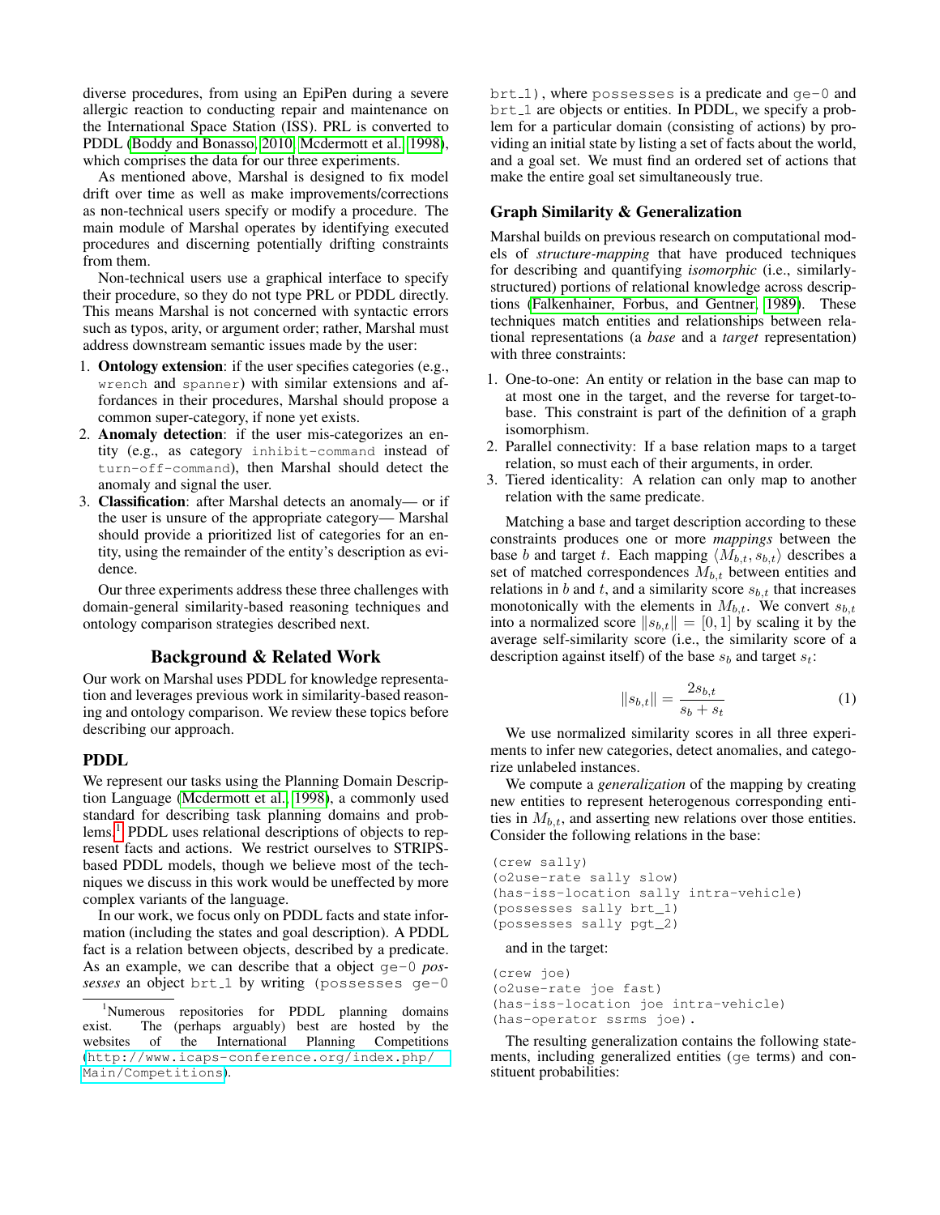diverse procedures, from using an EpiPen during a severe allergic reaction to conducting repair and maintenance on the International Space Station (ISS). PRL is converted to PDDL (Boddy and Bonasso, 2010; Mcdermott et al., 1998), which comprises the data for our three experiments.

As mentioned above, Marshal is designed to fix model drift over time as well as make improvements/corrections as non-technical users specify or modify a procedure. The main module of Marshal operates by identifying executed procedures and discerning potentially drifting constraints from them.

Non-technical users use a graphical interface to specify their procedure, so they do not type PRL or PDDL directly. This means Marshal is not concerned with syntactic errors such as typos, arity, or argument order; rather, Marshal must address downstream semantic issues made by the user:

1. **Ontology extension**: if the user specifies categories (e.g., `wrench` and `spanner`) with similar extensions and affordances in their procedures, Marshal should propose a common super-category, if none yet exists.
2. **Anomaly detection**: if the user mis-categorizes an entity (e.g., as category `inhibit-command` instead of `turn-off-command`), then Marshal should detect the anomaly and signal the user.
3. **Classification**: after Marshal detects an anomaly— or if the user is unsure of the appropriate category— Marshal should provide a prioritized list of categories for an entity, using the remainder of the entity's description as evidence.

Our three experiments address these three challenges with domain-general similarity-based reasoning techniques and ontology comparison strategies described next.

## Background & Related Work

Our work on Marshal uses PDDL for knowledge representation and leverages previous work in similarity-based reasoning and ontology comparison. We review these topics before describing our approach.

### PDDL

We represent our tasks using the Planning Domain Description Language (Mcdermott et al., 1998), a commonly used standard for describing task planning domains and problems.[1] PDDL uses relational descriptions of objects to represent facts and actions. We restrict ourselves to STRIPS-based PDDL models, though we believe most of the techniques we discuss in this work would be uneffected by more complex variants of the language.

In our work, we focus only on PDDL facts and state information (including the states and goal description). A PDDL fact is a relation between objects, described by a predicate. As an example, we can describe that a object `ge-0` *possesses* an object `brt_1` by writing `(possesses ge-0 brt_1)`, where `possesses` is a predicate and `ge-0` and `brt_1` are objects or entities. In PDDL, we specify a problem for a particular domain (consisting of actions) by providing an initial state by listing a set of facts about the world, and a goal set. We must find an ordered set of actions that make the entire goal set simultaneously true.

[1] Numerous repositories for PDDL planning domains exist. The (perhaps arguably) best are hosted by the websites of the International Planning Competitions (http://www.icaps-conference.org/index.php/Main/Competitions).

### Graph Similarity & Generalization

Marshal builds on previous research on computational models of *structure-mapping* that have produced techniques for describing and quantifying *isomorphic* (i.e., similarly-structured) portions of relational knowledge across descriptions (Falkenhainer, Forbus, and Gentner, 1989). These techniques match entities and relationships between relational representations (a *base* and a *target* representation) with three constraints:

1. One-to-one: An entity or relation in the base can map to at most one in the target, and the reverse for target-to-base. This constraint is part of the definition of a graph isomorphism.
2. Parallel connectivity: If a base relation maps to a target relation, so must each of their arguments, in order.
3. Tiered identicality: A relation can only map to another relation with the same predicate.

Matching a base and target description according to these constraints produces one or more *mappings* between the base $b$ and target $t$. Each mapping $\langle M_{b,t}, s_{b,t} \rangle$ describes a set of matched correspondences $M_{b,t}$ between entities and relations in $b$ and $t$, and a similarity score $s_{b,t}$ that increases monotonically with the elements in $M_{b,t}$. We convert $s_{b,t}$ into a normalized score $\|s_{b,t}\| = [0, 1]$ by scaling it by the average self-similarity score (i.e., the similarity score of a description against itself) of the base $s_b$ and target $s_t$:

$$\|s_{b,t}\| = \frac{2 s_{b,t}}{s_b + s_t} \tag{1}$$

We use normalized similarity scores in all three experiments to infer new categories, detect anomalies, and categorize unlabeled instances.

We compute a *generalization* of the mapping by creating new entities to represent heterogenous corresponding entities in $M_{b,t}$, and asserting new relations over those entities. Consider the following relations in the base:

```
(crew sally)
(o2use-rate sally slow)
(has-iss-location sally intra-vehicle)
(possesses sally brt_1)
(possesses sally pgt_2)
```

and in the target:

```
(crew joe)
(o2use-rate joe fast)
(has-iss-location joe intra-vehicle)
(has-operator ssrms joe).
```

The resulting generalization contains the following statements, including generalized entities (`ge` terms) and constituent probabilities: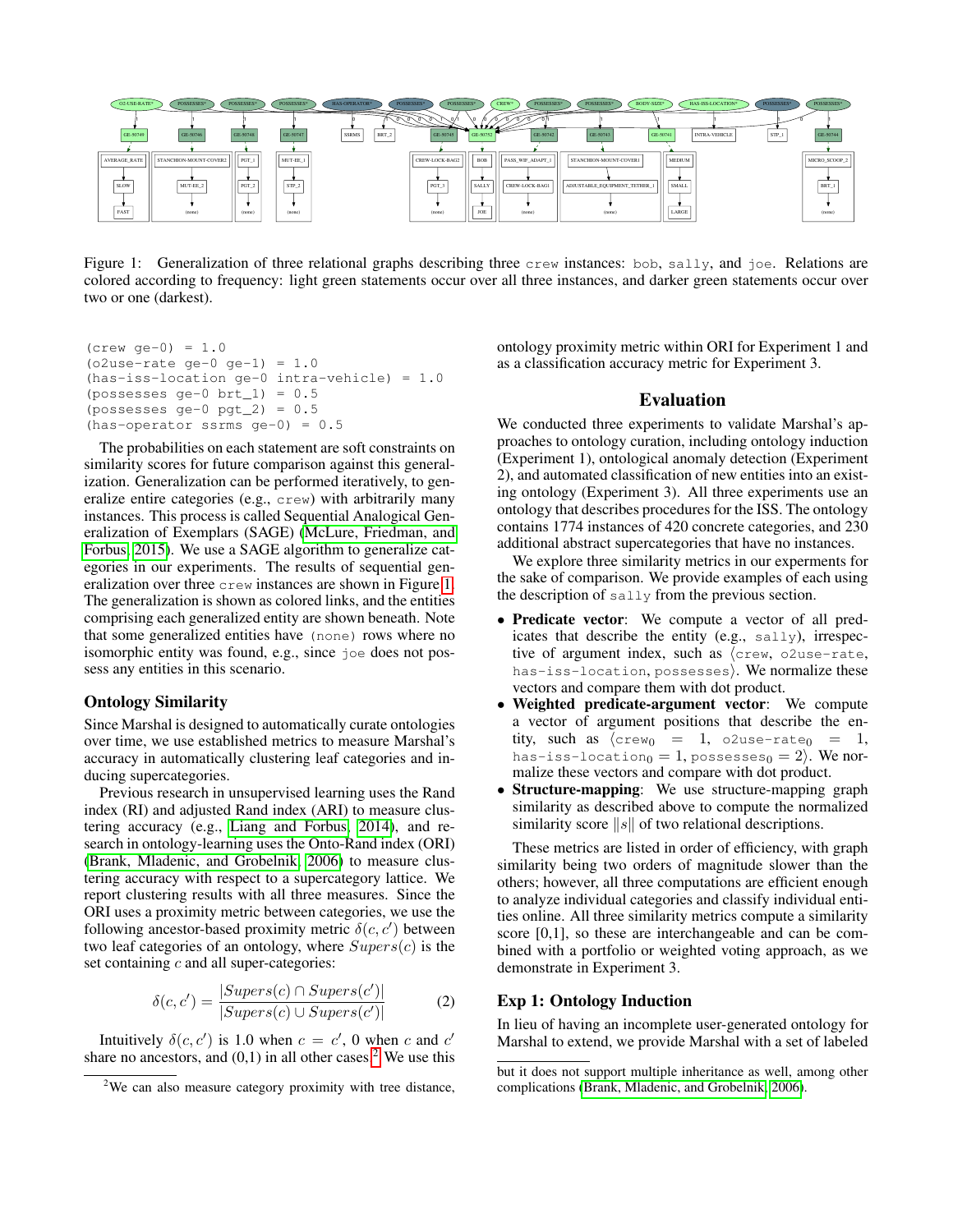Figure 1: Generalization of three relational graphs describing three `crew` instances: `bob`, `sally`, and `joe`. Relations are colored according to frequency: light green statements occur over all three instances, and darker green statements occur over two or one (darkest).

```
(crew ge-0) = 1.0
(o2use-rate ge-0 ge-1) = 1.0
(has-iss-location ge-0 intra-vehicle) = 1.0
(possesses ge-0 brt_1) = 0.5
(possesses ge-0 pgt_2) = 0.5
(has-operator ssrms ge-0) = 0.5
```

The probabilities on each statement are soft constraints on similarity scores for future comparison against this generalization. Generalization can be performed iteratively, to generalize entire categories (e.g., `crew`) with arbitrarily many instances. This process is called Sequential Analogical Generalization of Exemplars (SAGE) (McLure, Friedman, and Forbus 2015). We use a SAGE algorithm to generalize categories in our experiments. The results of sequential generalization over three `crew` instances are shown in Figure 1. The generalization is shown as colored links, and the entities comprising each generalized entity are shown beneath. Note that some generalized entities have `(none)` rows where no isomorphic entity was found, e.g., since `joe` does not possess any entities in this scenario.

### Ontology Similarity

Since Marshal is designed to automatically curate ontologies over time, we use established metrics to measure Marshal's accuracy in automatically clustering leaf categories and inducing supercategories.

Previous research in unsupervised learning uses the Rand index (RI) and adjusted Rand index (ARI) to measure clustering accuracy (e.g., Liang and Forbus 2014), and research in ontology-learning uses the Onto-Rand index (ORI) (Brank, Mladenic, and Grobelnik 2006) to measure clustering accuracy with respect to a supercategory lattice. We report clustering results with all three measures. Since the ORI uses a proximity metric between categories, we use the following ancestor-based proximity metric $\delta(c, c')$ between two leaf categories of an ontology, where $Supers(c)$ is the set containing $c$ and all super-categories:

$$\delta(c, c') = \frac{|Supers(c) \cap Supers(c')|}{|Supers(c) \cup Supers(c')|} \quad (2)$$

Intuitively $\delta(c, c')$ is 1.0 when $c = c'$, 0 when $c$ and $c'$ share no ancestors, and (0,1) in all other cases.[2] We use this ontology proximity metric within ORI for Experiment 1 and as a classification accuracy metric for Experiment 3.

## Evaluation

We conducted three experiments to validate Marshal's approaches to ontology curation, including ontology induction (Experiment 1), ontological anomaly detection (Experiment 2), and automated classification of new entities into an existing ontology (Experiment 3). All three experiments use an ontology that describes procedures for the ISS. The ontology contains 1774 instances of 420 concrete categories, and 230 additional abstract supercategories that have no instances.

We explore three similarity metrics in our experments for the sake of comparison. We provide examples of each using the description of `sally` from the previous section.

- **Predicate vector**: We compute a vector of all predicates that describe the entity (e.g., `sally`), irrespective of argument index, such as ⟨`crew`, `o2use-rate`, `has-iss-location`, `possesses`⟩. We normalize these vectors and compare them with dot product.
- **Weighted predicate-argument vector**: We compute a vector of argument positions that describe the entity, such as ⟨$\texttt{crew}_0 = 1$, $\texttt{o2use-rate}_0 = 1$, $\texttt{has-iss-location}_0 = 1$, $\texttt{possesses}_0 = 2$⟩. We normalize these vectors and compare with dot product.
- **Structure-mapping**: We use structure-mapping graph similarity as described above to compute the normalized similarity score $\|s\|$ of two relational descriptions.

These metrics are listed in order of efficiency, with graph similarity being two orders of magnitude slower than the others; however, all three computations are efficient enough to analyze individual categories and classify individual entities online. All three similarity metrics compute a similarity score [0,1], so these are interchangeable and can be combined with a portfolio or weighted voting approach, as we demonstrate in Experiment 3.

### Exp 1: Ontology Induction

In lieu of having an incomplete user-generated ontology for Marshal to extend, we provide Marshal with a set of labeled

[2] We can also measure category proximity with tree distance, but it does not support multiple inheritance as well, among other complications (Brank, Mladenic, and Grobelnik 2006).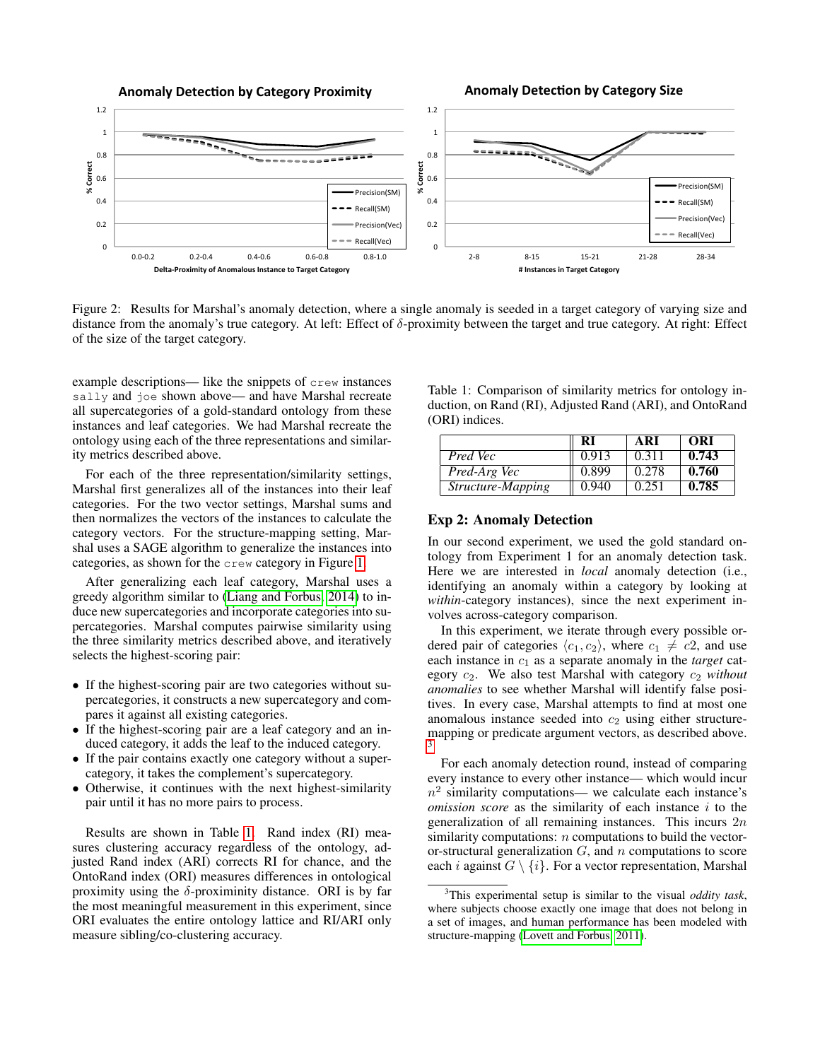Figure 2: Results for Marshal's anomaly detection, where a single anomaly is seeded in a target category of varying size and distance from the anomaly's true category. At left: Effect of $\delta$-proximity between the target and true category. At right: Effect of the size of the target category.

example descriptions— like the snippets of `crew` instances `sally` and `joe` shown above— and have Marshal recreate all supercategories of a gold-standard ontology from these instances and leaf categories. We had Marshal recreate the ontology using each of the three representations and similarity metrics described above.

For each of the three representation/similarity settings, Marshal first generalizes all of the instances into their leaf categories. For the two vector settings, Marshal sums and then normalizes the vectors of the instances to calculate the category vectors. For the structure-mapping setting, Marshal uses a SAGE algorithm to generalize the instances into categories, as shown for the `crew` category in Figure 1.

After generalizing each leaf category, Marshal uses a greedy algorithm similar to (Liang and Forbus 2014) to induce new supercategories and incorporate categories into supercategories. Marshal computes pairwise similarity using the three similarity metrics described above, and iteratively selects the highest-scoring pair:

- If the highest-scoring pair are two categories without supercategories, it constructs a new supercategory and compares it against all existing categories.
- If the highest-scoring pair are a leaf category and an induced category, it adds the leaf to the induced category.
- If the pair contains exactly one category without a supercategory, it takes the complement's supercategory.
- Otherwise, it continues with the next highest-similarity pair until it has no more pairs to process.

Results are shown in Table 1. Rand index (RI) measures clustering accuracy regardless of the ontology, adjusted Rand index (ARI) corrects RI for chance, and the OntoRand index (ORI) measures differences in ontological proximity using the $\delta$-proximinity distance. ORI is by far the most meaningful measurement in this experiment, since ORI evaluates the entire ontology lattice and RI/ARI only measure sibling/co-clustering accuracy.

Table 1: Comparison of similarity metrics for ontology induction, on Rand (RI), Adjusted Rand (ARI), and OntoRand (ORI) indices.

| | RI | ARI | ORI |
|---|---|---|---|
| *Pred Vec* | 0.913 | 0.311 | **0.743** |
| *Pred-Arg Vec* | 0.899 | 0.278 | **0.760** |
| *Structure-Mapping* | 0.940 | 0.251 | **0.785** |

## Exp 2: Anomaly Detection

In our second experiment, we used the gold standard ontology from Experiment 1 for an anomaly detection task. Here we are interested in *local* anomaly detection (i.e., identifying an anomaly within a category by looking at *within*-category instances), since the next experiment involves across-category comparison.

In this experiment, we iterate through every possible ordered pair of categories $\langle c_1, c_2 \rangle$, where $c_1 \neq c2$, and use each instance in $c_1$ as a separate anomaly in the *target* category $c_2$. We also test Marshal with category $c_2$ *without anomalies* to see whether Marshal will identify false positives. In every case, Marshal attempts to find at most one anomalous instance seeded into $c_2$ using either structure-mapping or predicate argument vectors, as described above.[3]

For each anomaly detection round, instead of comparing every instance to every other instance— which would incur $n^2$ similarity computations— we calculate each instance's *omission score* as the similarity of each instance $i$ to the generalization of all remaining instances. This incurs $2n$ similarity computations: $n$ computations to build the vector-or-structural generalization $G$, and $n$ computations to score each $i$ against $G \setminus \{i\}$. For a vector representation, Marshal

[3] This experimental setup is similar to the visual *oddity task*, where subjects choose exactly one image that does not belong in a set of images, and human performance has been modeled with structure-mapping (Lovett and Forbus 2011).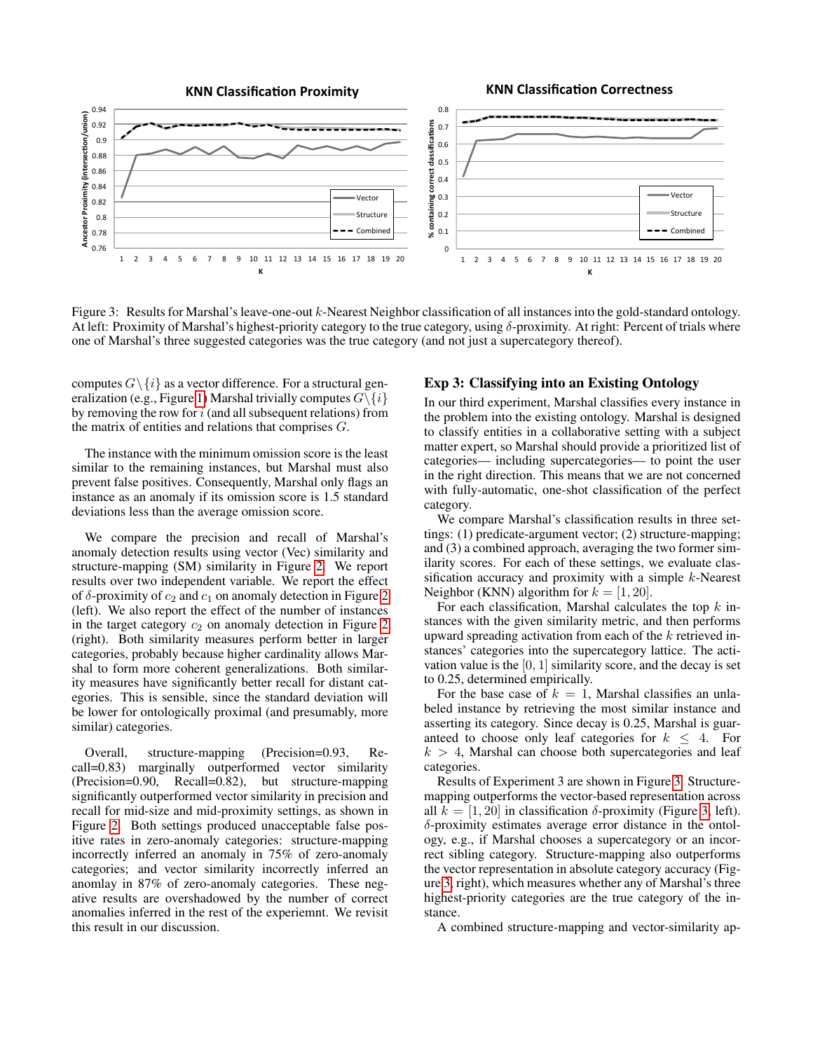Figure 3: Results for Marshal's leave-one-out $k$-Nearest Neighbor classification of all instances into the gold-standard ontology. At left: Proximity of Marshal's highest-priority category to the true category, using $\delta$-proximity. At right: Percent of trials where one of Marshal's three suggested categories was the true category (and not just a supercategory thereof).

computes $G \setminus \{i\}$ as a vector difference. For a structural generalization (e.g., Figure 1) Marshal trivially computes $G \setminus \{i\}$ by removing the row for $i$ (and all subsequent relations) from the matrix of entities and relations that comprises $G$.

The instance with the minimum omission score is the least similar to the remaining instances, but Marshal must also prevent false positives. Consequently, Marshal only flags an instance as an anomaly if its omission score is 1.5 standard deviations less than the average omission score.

We compare the precision and recall of Marshal's anomaly detection results using vector (Vec) similarity and structure-mapping (SM) similarity in Figure 2. We report results over two independent variable. We report the effect of $\delta$-proximity of $c_2$ and $c_1$ on anomaly detection in Figure 2 (left). We also report the effect of the number of instances in the target category $c_2$ on anomaly detection in Figure 2 (right). Both similarity measures perform better in larger categories, probably because higher cardinality allows Marshal to form more coherent generalizations. Both similarity measures have significantly better recall for distant categories. This is sensible, since the standard deviation will be lower for ontologically proximal (and presumably, more similar) categories.

Overall, structure-mapping (Precision=0.93, Recall=0.83) marginally outperformed vector similarity (Precision=0.90, Recall=0.82), but structure-mapping significantly outperformed vector similarity in precision and recall for mid-size and mid-proximity settings, as shown in Figure 2. Both settings produced unacceptable false positive rates in zero-anomaly categories: structure-mapping incorrectly inferred an anomaly in 75% of zero-anomaly categories; and vector similarity incorrectly inferred an anomlay in 87% of zero-anomaly categories. These negative results are overshadowed by the number of correct anomalies inferred in the rest of the experiemnt. We revisit this result in our discussion.

## Exp 3: Classifying into an Existing Ontology

In our third experiment, Marshal classifies every instance in the problem into the existing ontology. Marshal is designed to classify entities in a collaborative setting with a subject matter expert, so Marshal should provide a prioritized list of categories— including supercategories— to point the user in the right direction. This means that we are not concerned with fully-automatic, one-shot classification of the perfect category.

We compare Marshal's classification results in three settings: (1) predicate-argument vector; (2) structure-mapping; and (3) a combined approach, averaging the two former similarity scores. For each of these settings, we evaluate classification accuracy and proximity with a simple $k$-Nearest Neighbor (KNN) algorithm for $k = [1, 20]$.

For each classification, Marshal calculates the top $k$ instances with the given similarity metric, and then performs upward spreading activation from each of the $k$ retrieved instances' categories into the supercategory lattice. The activation value is the $[0, 1]$ similarity score, and the decay is set to 0.25, determined empirically.

For the base case of $k = 1$, Marshal classifies an unlabeled instance by retrieving the most similar instance and asserting its category. Since decay is 0.25, Marshal is guaranteed to choose only leaf categories for $k \leq 4$. For $k > 4$, Marshal can choose both supercategories and leaf categories.

Results of Experiment 3 are shown in Figure 3. Structure-mapping outperforms the vector-based representation across all $k = [1, 20]$ in classification $\delta$-proximity (Figure 3, left). $\delta$-proximity estimates average error distance in the ontology, e.g., if Marshal chooses a supercategory or an incorrect sibling category. Structure-mapping also outperforms the vector representation in absolute category accuracy (Figure 3, right), which measures whether any of Marshal's three highest-priority categories are the true category of the instance.

A combined structure-mapping and vector-similarity ap-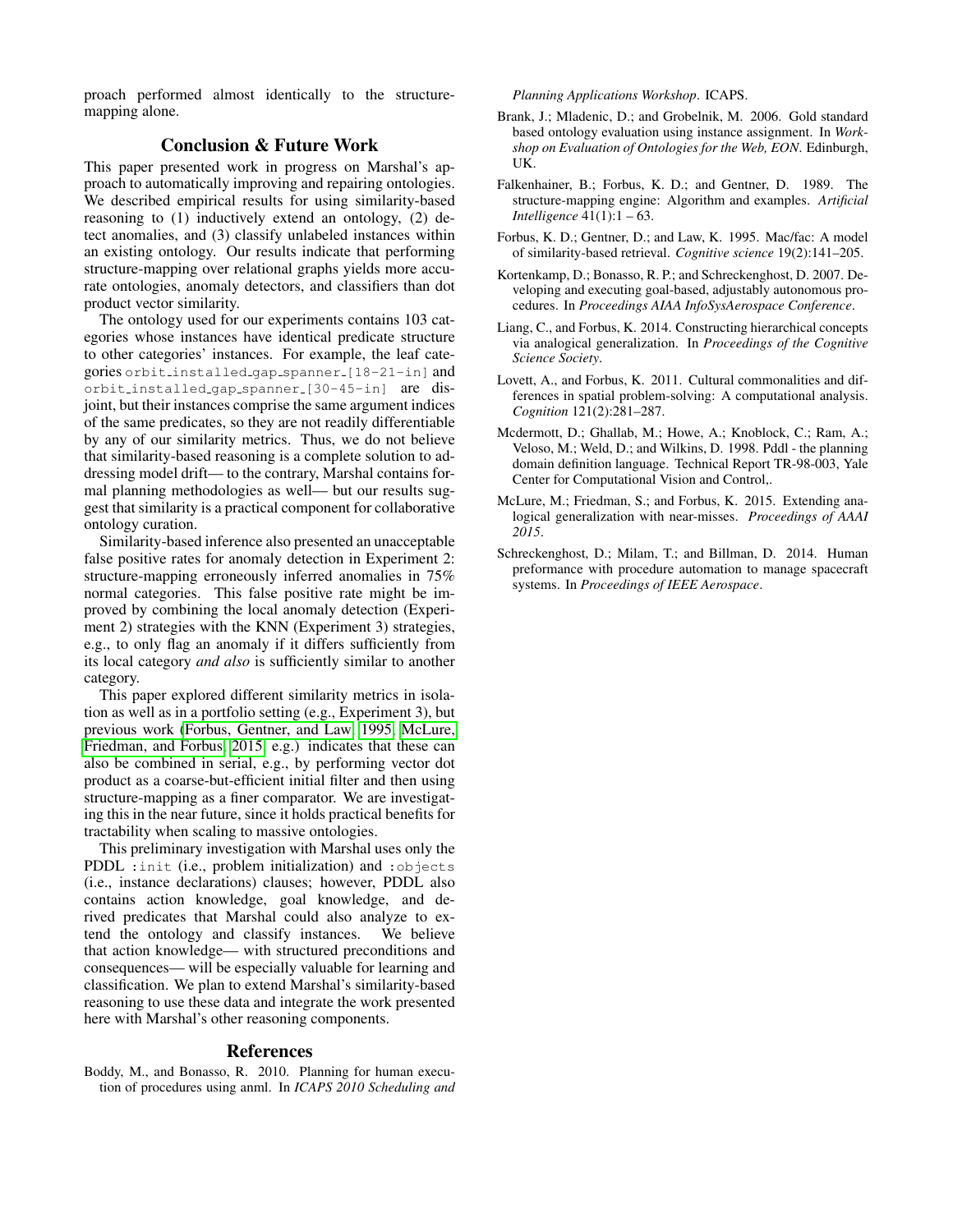proach performed almost identically to the structure-mapping alone.

## Conclusion & Future Work

This paper presented work in progress on Marshal's approach to automatically improving and repairing ontologies. We described empirical results for using similarity-based reasoning to (1) inductively extend an ontology, (2) detect anomalies, and (3) classify unlabeled instances within an existing ontology. Our results indicate that performing structure-mapping over relational graphs yields more accurate ontologies, anomaly detectors, and classifiers than dot product vector similarity.

The ontology used for our experiments contains 103 categories whose instances have identical predicate structure to other categories' instances. For example, the leaf categories `orbit_installed_gap_spanner_[18-21-in]` and `orbit_installed_gap_spanner_[30-45-in]` are disjoint, but their instances comprise the same argument indices of the same predicates, so they are not readily differentiable by any of our similarity metrics. Thus, we do not believe that similarity-based reasoning is a complete solution to addressing model drift— to the contrary, Marshal contains formal planning methodologies as well— but our results suggest that similarity is a practical component for collaborative ontology curation.

Similarity-based inference also presented an unacceptable false positive rates for anomaly detection in Experiment 2: structure-mapping erroneously inferred anomalies in 75% normal categories. This false positive rate might be improved by combining the local anomaly detection (Experiment 2) strategies with the KNN (Experiment 3) strategies, e.g., to only flag an anomaly if it differs sufficiently from its local category *and also* is sufficiently similar to another category.

This paper explored different similarity metrics in isolation as well as in a portfolio setting (e.g., Experiment 3), but previous work (Forbus, Gentner, and Law 1995; McLure, Friedman, and Forbus 2015, e.g.) indicates that these can also be combined in serial, e.g., by performing vector dot product as a coarse-but-efficient initial filter and then using structure-mapping as a finer comparator. We are investigating this in the near future, since it holds practical benefits for tractability when scaling to massive ontologies.

This preliminary investigation with Marshal uses only the PDDL `:init` (i.e., problem initialization) and `:objects` (i.e., instance declarations) clauses; however, PDDL also contains action knowledge, goal knowledge, and derived predicates that Marshal could also analyze to extend the ontology and classify instances. We believe that action knowledge— with structured preconditions and consequences— will be especially valuable for learning and classification. We plan to extend Marshal's similarity-based reasoning to use these data and integrate the work presented here with Marshal's other reasoning components.

## References

Boddy, M., and Bonasso, R. 2010. Planning for human execution of procedures using anml. In *ICAPS 2010 Scheduling and Planning Applications Workshop*. ICAPS.

Brank, J.; Mladenic, D.; and Grobelnik, M. 2006. Gold standard based ontology evaluation using instance assignment. In *Workshop on Evaluation of Ontologies for the Web, EON*. Edinburgh, UK.

Falkenhainer, B.; Forbus, K. D.; and Gentner, D. 1989. The structure-mapping engine: Algorithm and examples. *Artificial Intelligence* 41(1):1 – 63.

Forbus, K. D.; Gentner, D.; and Law, K. 1995. Mac/fac: A model of similarity-based retrieval. *Cognitive science* 19(2):141–205.

Kortenkamp, D.; Bonasso, R. P.; and Schreckenghost, D. 2007. Developing and executing goal-based, adjustably autonomous procedures. In *Proceedings AIAA InfoSysAerospace Conference*.

Liang, C., and Forbus, K. 2014. Constructing hierarchical concepts via analogical generalization. In *Proceedings of the Cognitive Science Society*.

Lovett, A., and Forbus, K. 2011. Cultural commonalities and differences in spatial problem-solving: A computational analysis. *Cognition* 121(2):281–287.

Mcdermott, D.; Ghallab, M.; Howe, A.; Knoblock, C.; Ram, A.; Veloso, M.; Weld, D.; and Wilkins, D. 1998. Pddl - the planning domain definition language. Technical Report TR-98-003, Yale Center for Computational Vision and Control,.

McLure, M.; Friedman, S.; and Forbus, K. 2015. Extending analogical generalization with near-misses. *Proceedings of AAAI 2015*.

Schreckenghost, D.; Milam, T.; and Billman, D. 2014. Human preformance with procedure automation to manage spacecraft systems. In *Proceedings of IEEE Aerospace*.